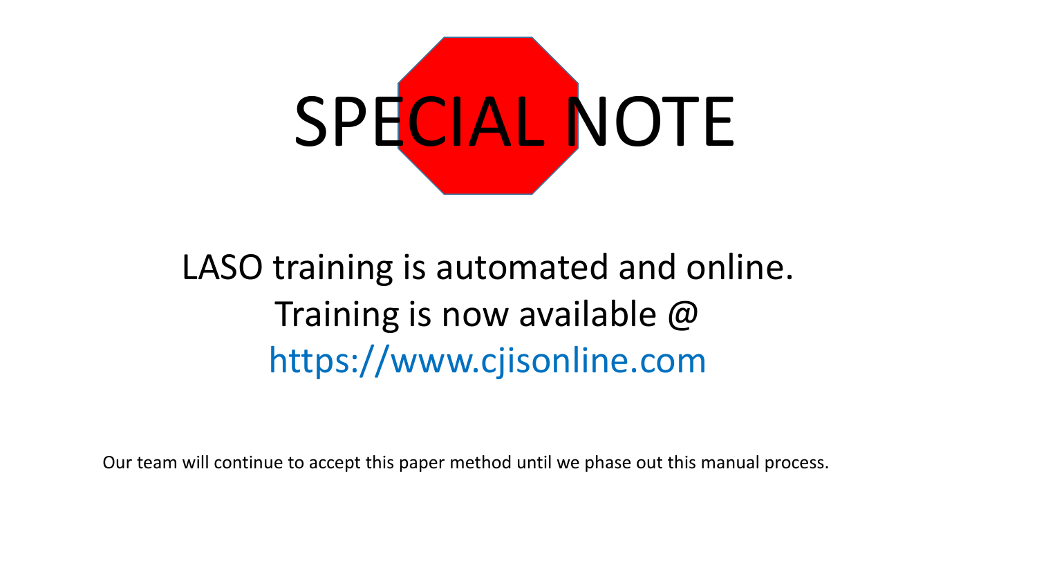# SPECIAL NOTE

LASO training is automated and online.
Training is now available @
https://www.cjisonline.com

Our team will continue to accept this paper method until we phase out this manual process.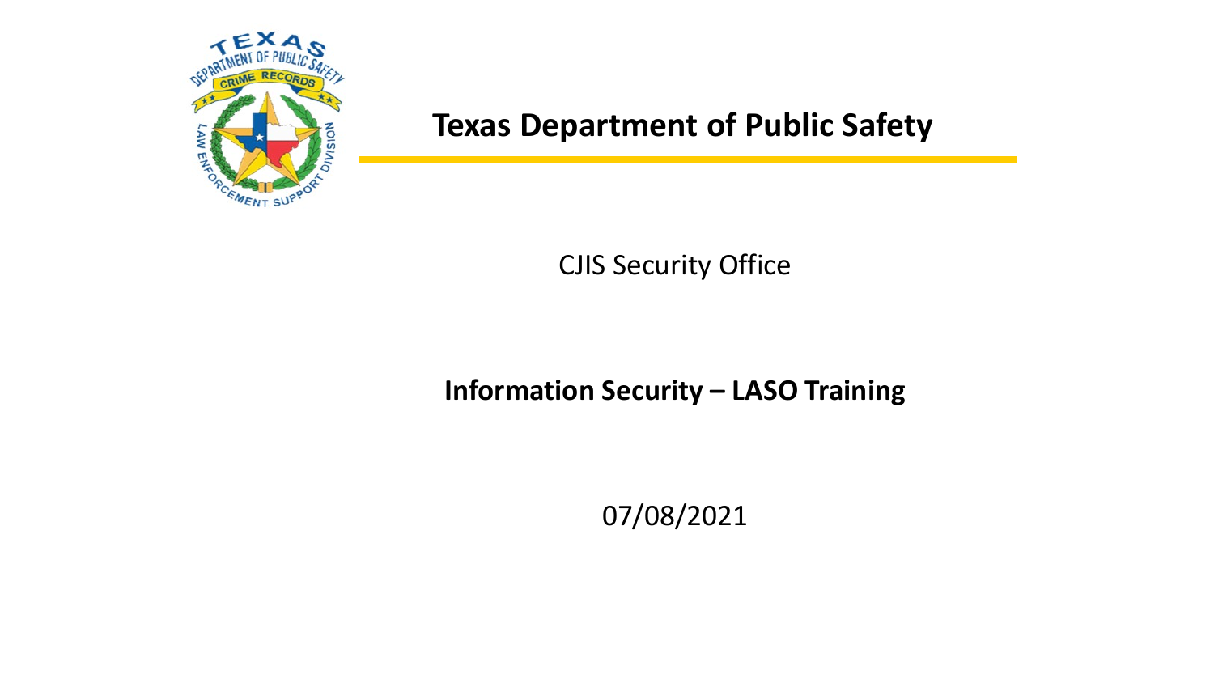# Texas Department of Public Safety

CJIS Security Office

**Information Security – LASO Training**

07/08/2021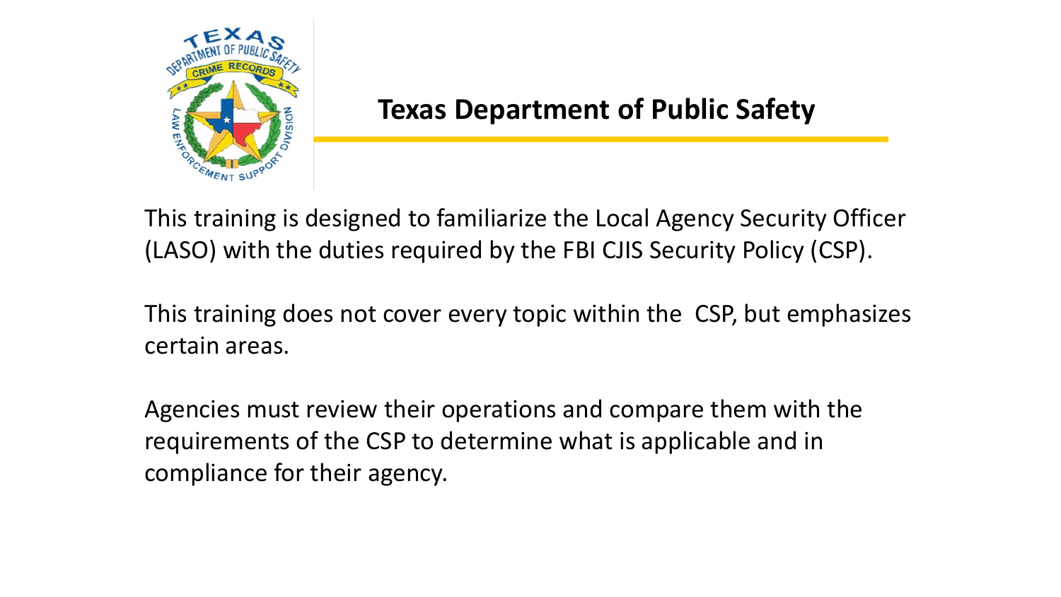# Texas Department of Public Safety

This training is designed to familiarize the Local Agency Security Officer (LASO) with the duties required by the FBI CJIS Security Policy (CSP).

This training does not cover every topic within the CSP, but emphasizes certain areas.

Agencies must review their operations and compare them with the requirements of the CSP to determine what is applicable and in compliance for their agency.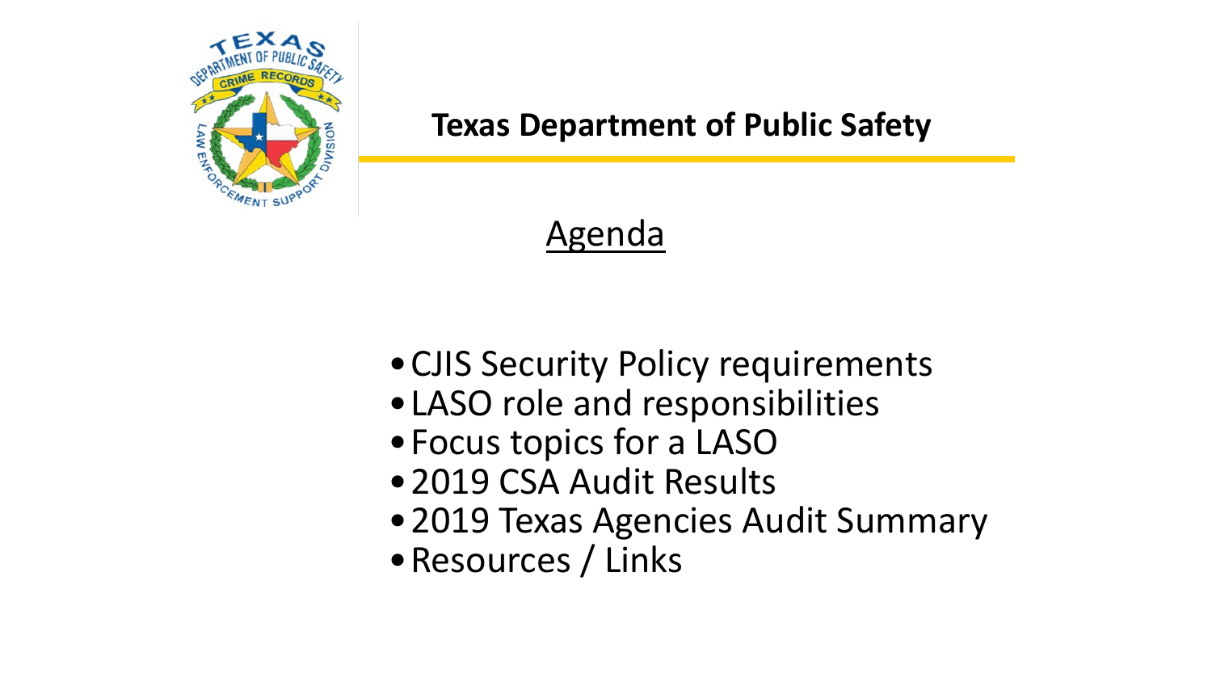## Texas Department of Public Safety

### Agenda

- CJIS Security Policy requirements
- LASO role and responsibilities
- Focus topics for a LASO
- 2019 CSA Audit Results
- 2019 Texas Agencies Audit Summary
- Resources / Links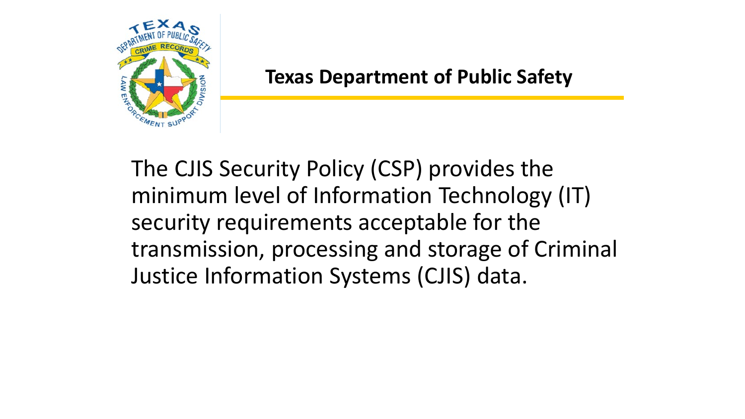## Texas Department of Public Safety

The CJIS Security Policy (CSP) provides the minimum level of Information Technology (IT) security requirements acceptable for the transmission, processing and storage of Criminal Justice Information Systems (CJIS) data.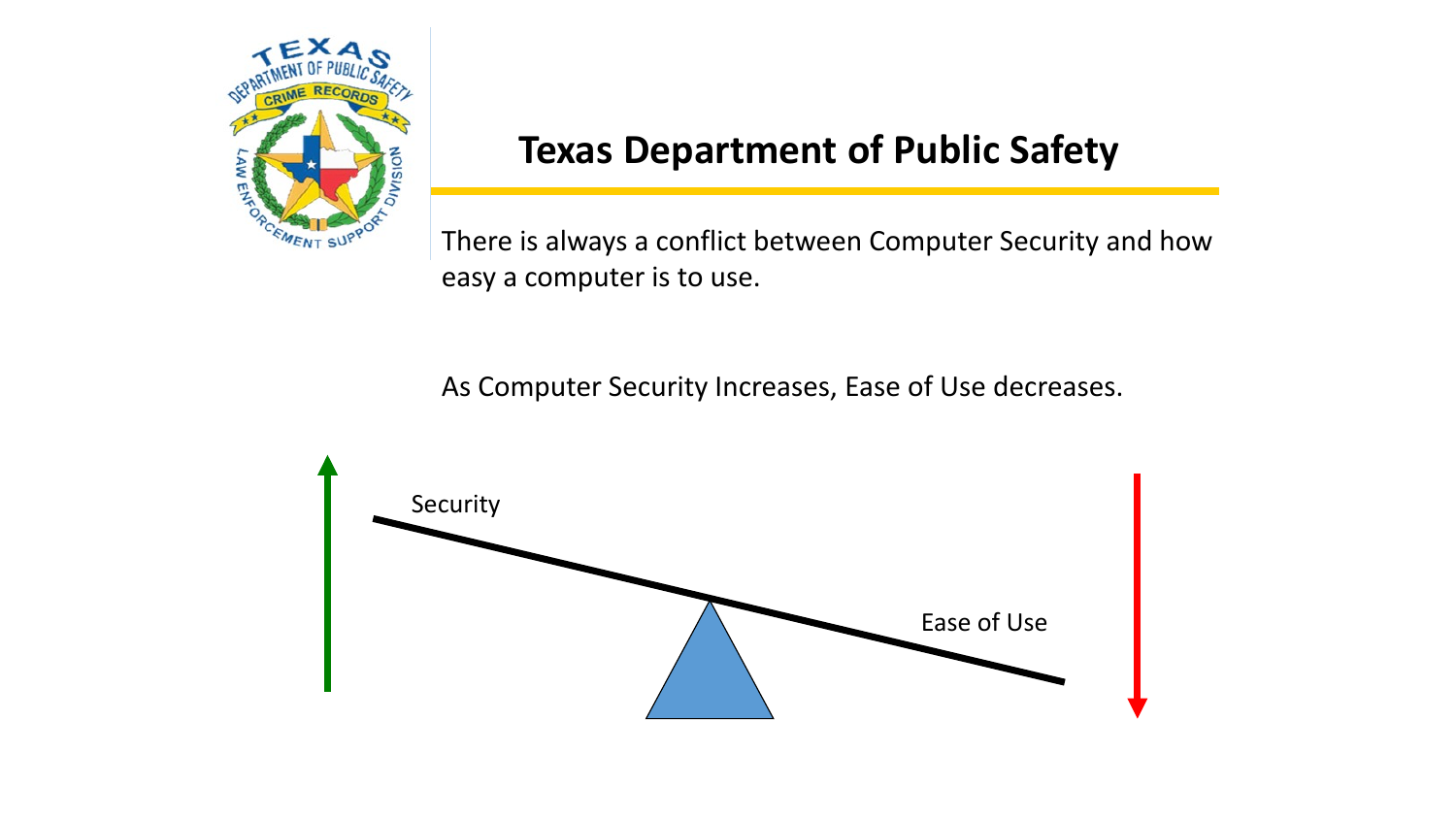# Texas Department of Public Safety

There is always a conflict between Computer Security and how easy a computer is to use.

As Computer Security Increases, Ease of Use decreases.

Security

Ease of Use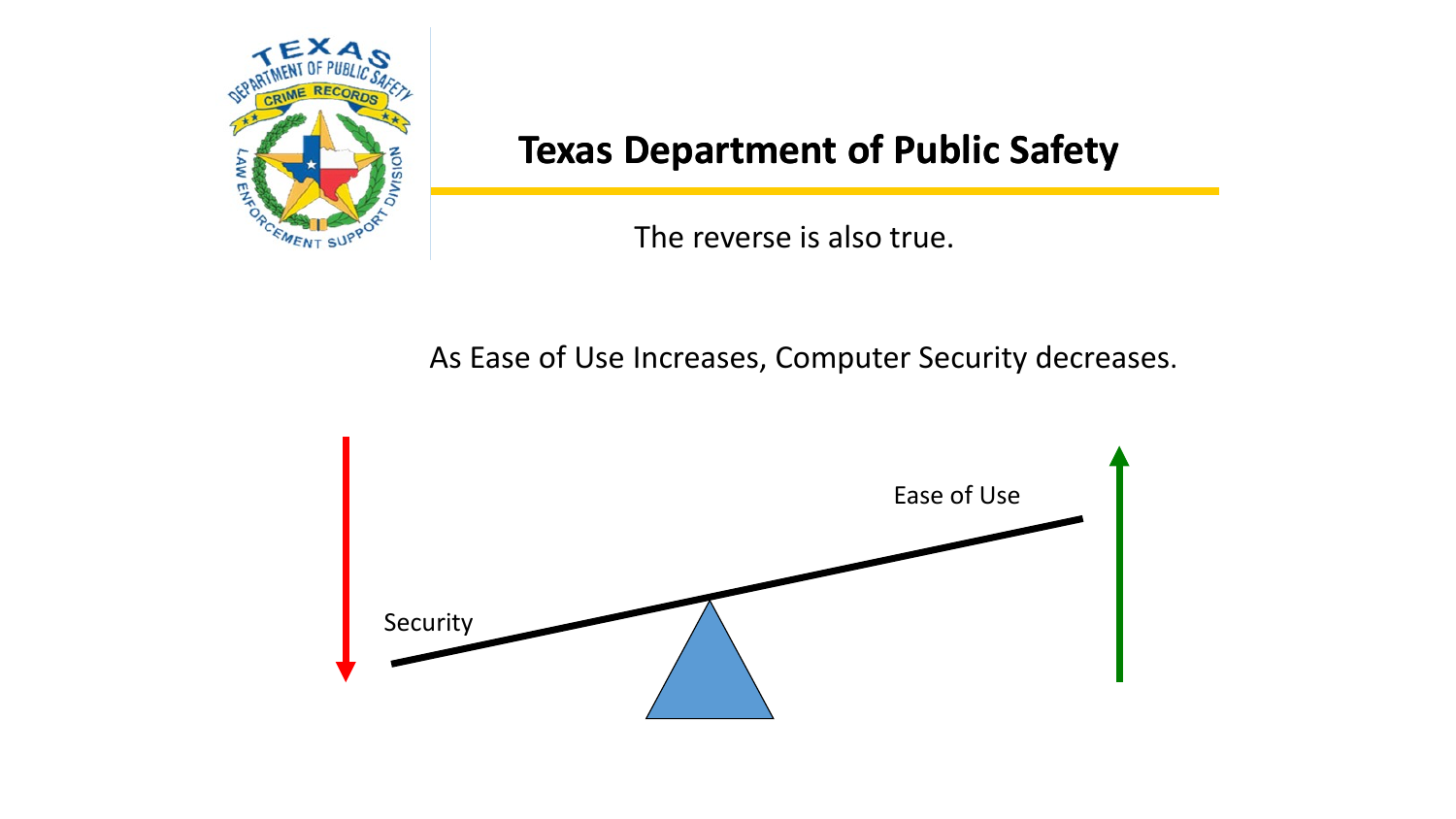# Texas Department of Public Safety

The reverse is also true.

As Ease of Use Increases, Computer Security decreases.

Ease of Use

Security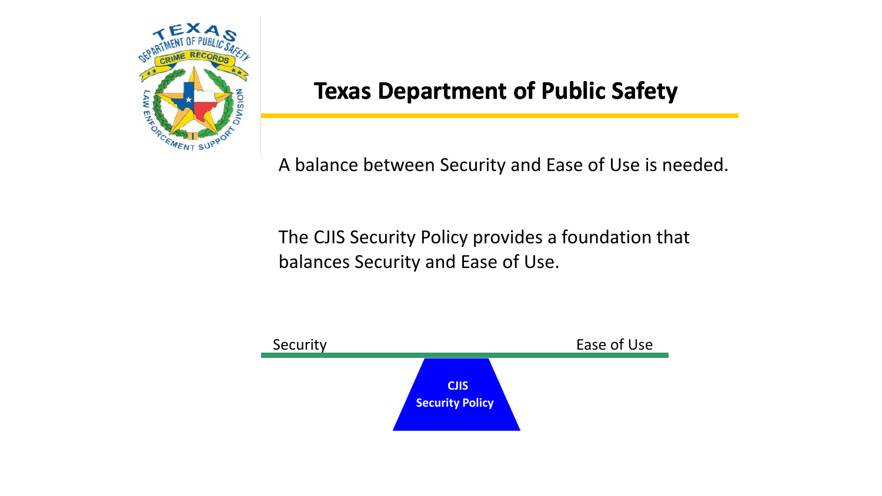# Texas Department of Public Safety

A balance between Security and Ease of Use is needed.

The CJIS Security Policy provides a foundation that balances Security and Ease of Use.

Security

Ease of Use

**CJIS Security Policy**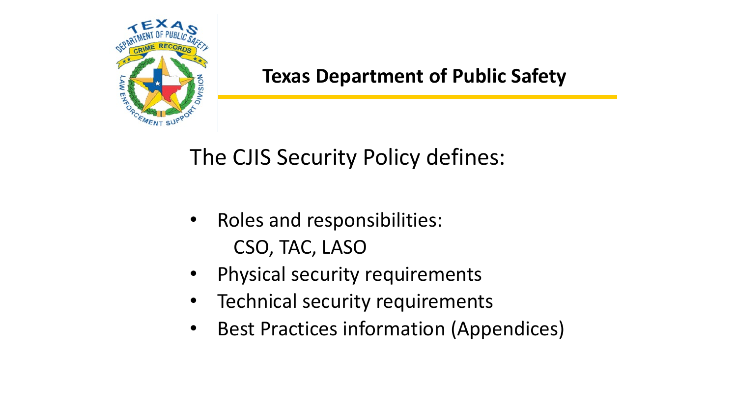## Texas Department of Public Safety

The CJIS Security Policy defines:

- Roles and responsibilities:
  CSO, TAC, LASO
- Physical security requirements
- Technical security requirements
- Best Practices information (Appendices)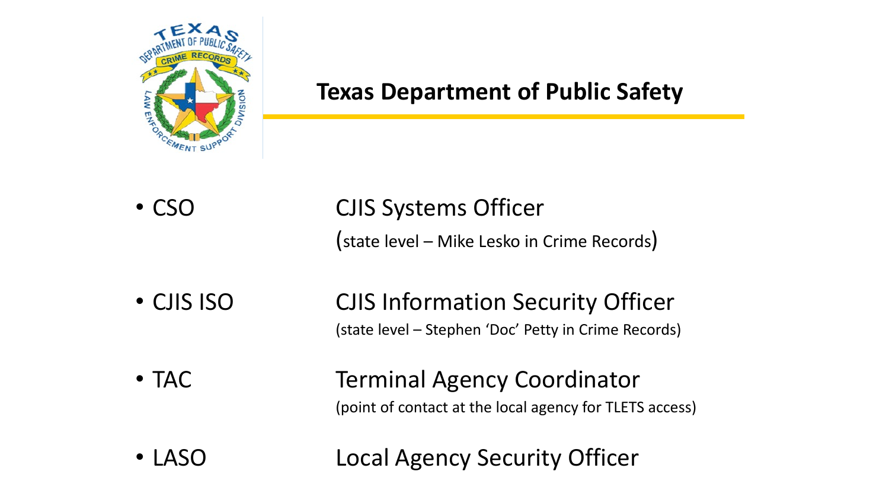# Texas Department of Public Safety

- CSO — CJIS Systems Officer
  (state level – Mike Lesko in Crime Records)

- CJIS ISO — CJIS Information Security Officer
  (state level – Stephen 'Doc' Petty in Crime Records)

- TAC — Terminal Agency Coordinator
  (point of contact at the local agency for TLETS access)

- LASO — Local Agency Security Officer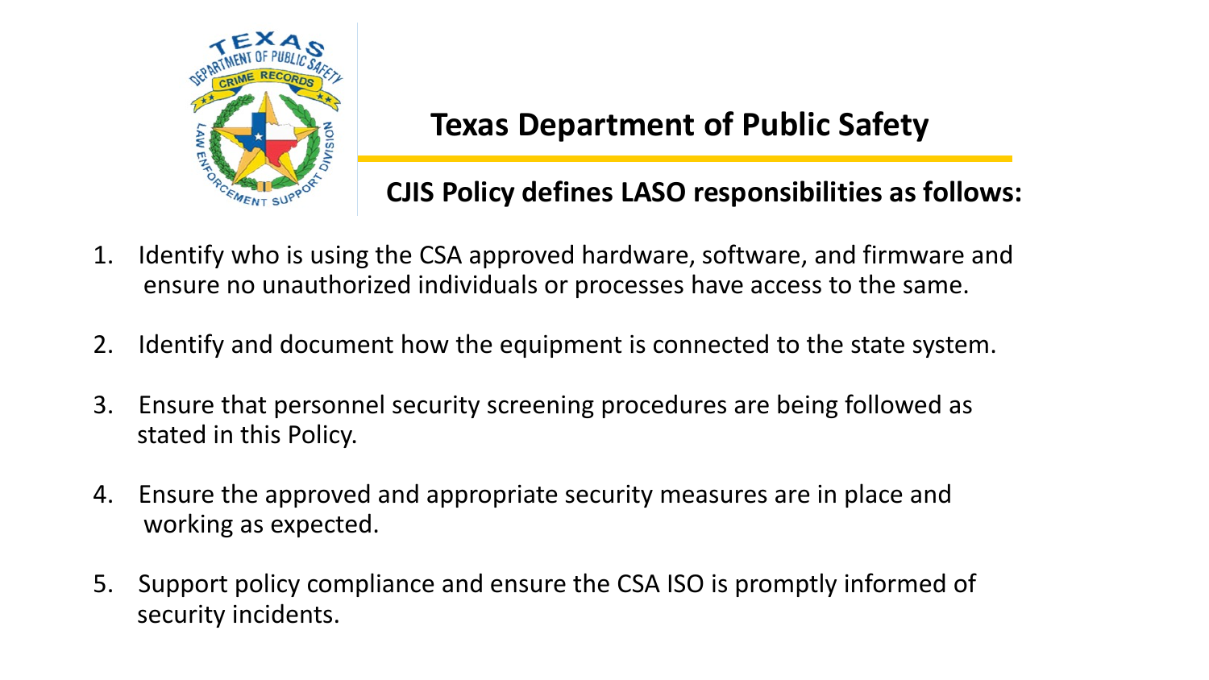# Texas Department of Public Safety

## CJIS Policy defines LASO responsibilities as follows:

1. Identify who is using the CSA approved hardware, software, and firmware and ensure no unauthorized individuals or processes have access to the same.
2. Identify and document how the equipment is connected to the state system.
3. Ensure that personnel security screening procedures are being followed as stated in this Policy.
4. Ensure the approved and appropriate security measures are in place and working as expected.
5. Support policy compliance and ensure the CSA ISO is promptly informed of security incidents.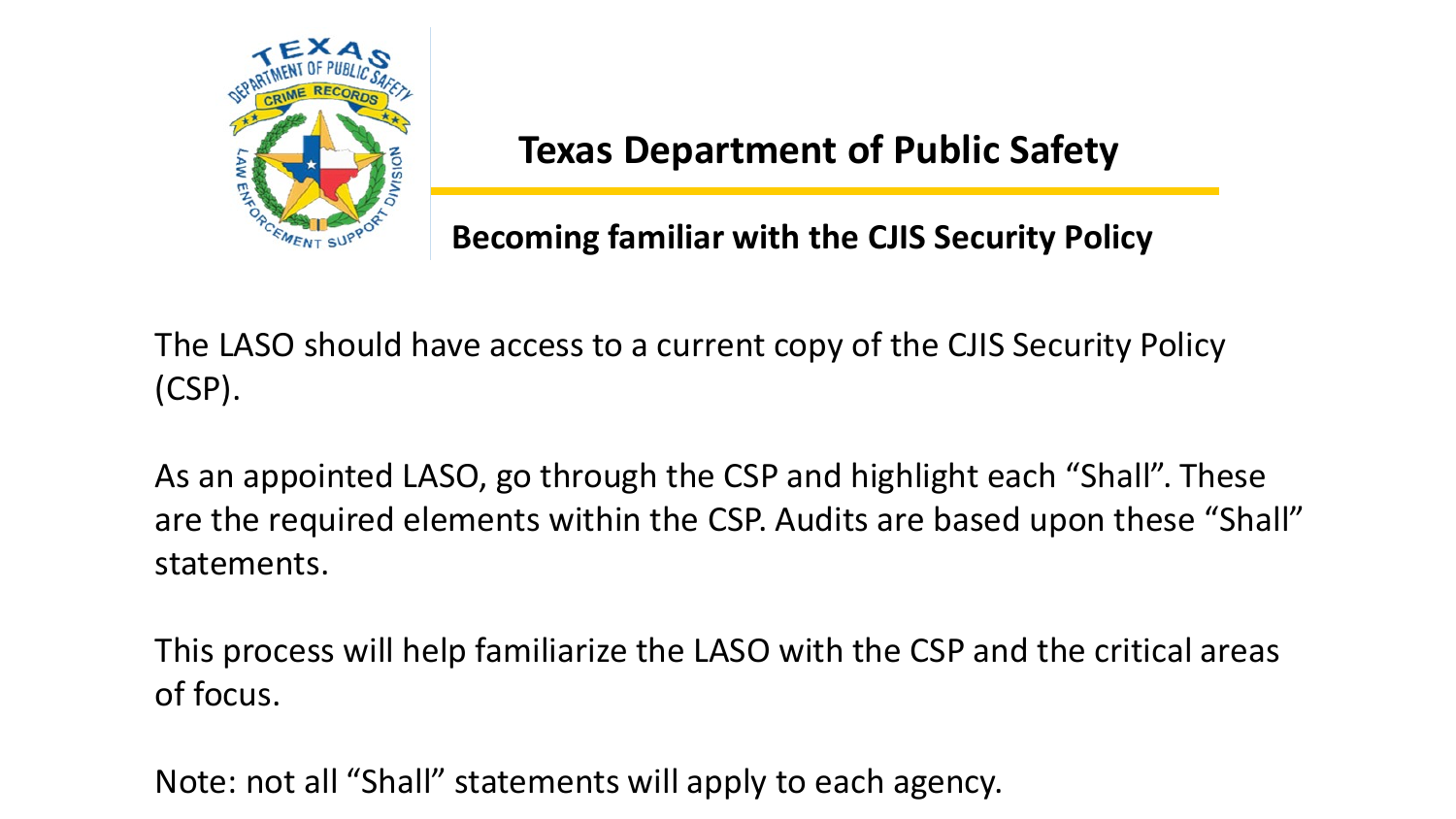# Texas Department of Public Safety

## Becoming familiar with the CJIS Security Policy

The LASO should have access to a current copy of the CJIS Security Policy (CSP).

As an appointed LASO, go through the CSP and highlight each “Shall”. These are the required elements within the CSP. Audits are based upon these “Shall” statements.

This process will help familiarize the LASO with the CSP and the critical areas of focus.

Note: not all “Shall” statements will apply to each agency.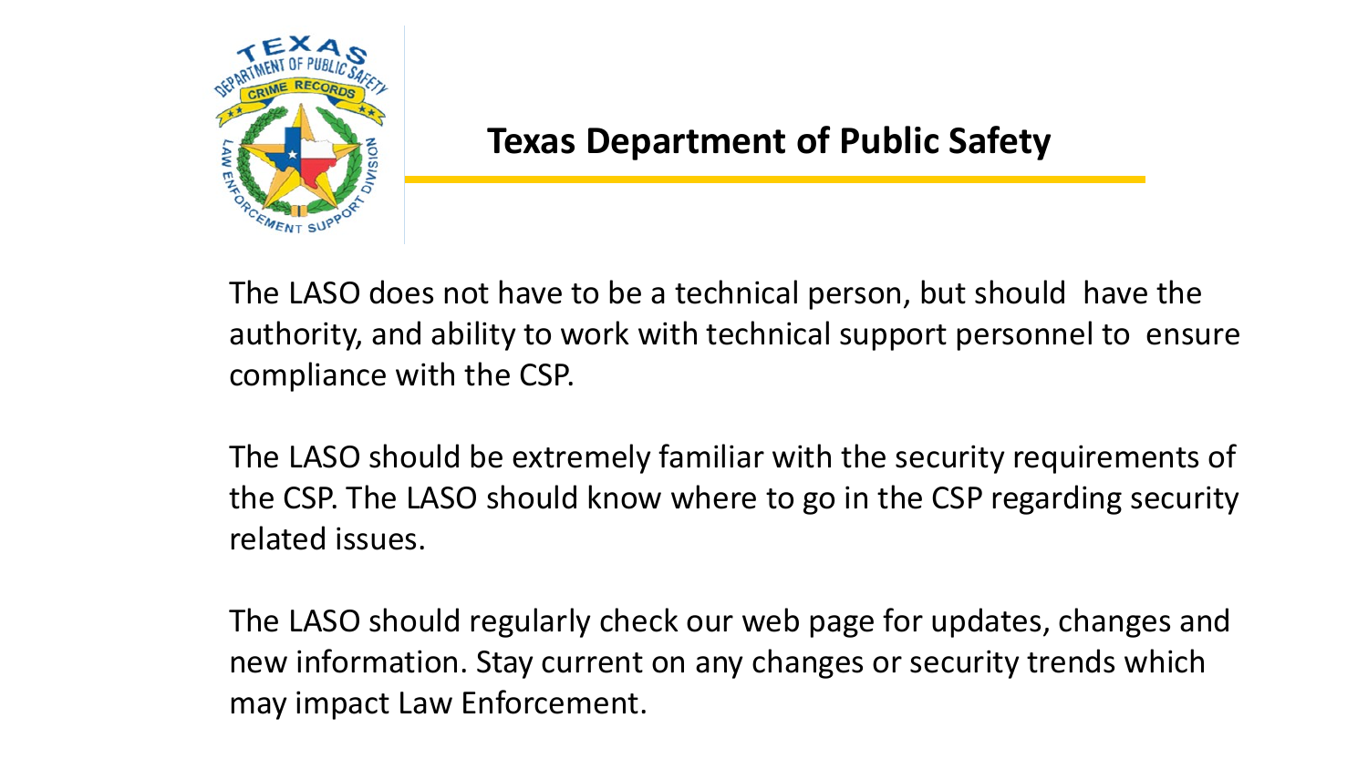# Texas Department of Public Safety

The LASO does not have to be a technical person, but should have the authority, and ability to work with technical support personnel to ensure compliance with the CSP.

The LASO should be extremely familiar with the security requirements of the CSP. The LASO should know where to go in the CSP regarding security related issues.

The LASO should regularly check our web page for updates, changes and new information. Stay current on any changes or security trends which may impact Law Enforcement.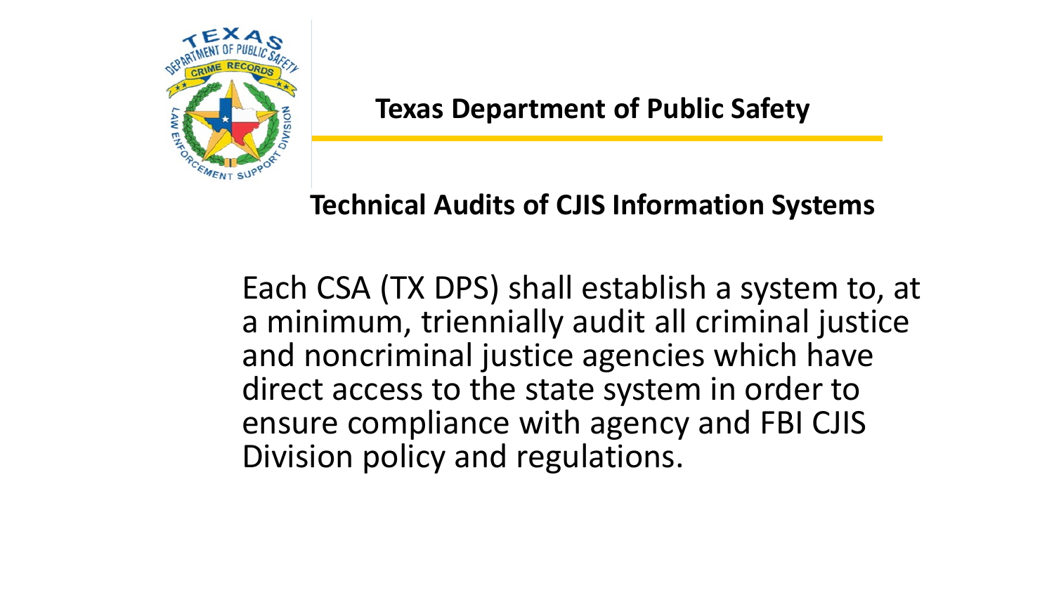# Texas Department of Public Safety

## Technical Audits of CJIS Information Systems

Each CSA (TX DPS) shall establish a system to, at a minimum, triennially audit all criminal justice and noncriminal justice agencies which have direct access to the state system in order to ensure compliance with agency and FBI CJIS Division policy and regulations.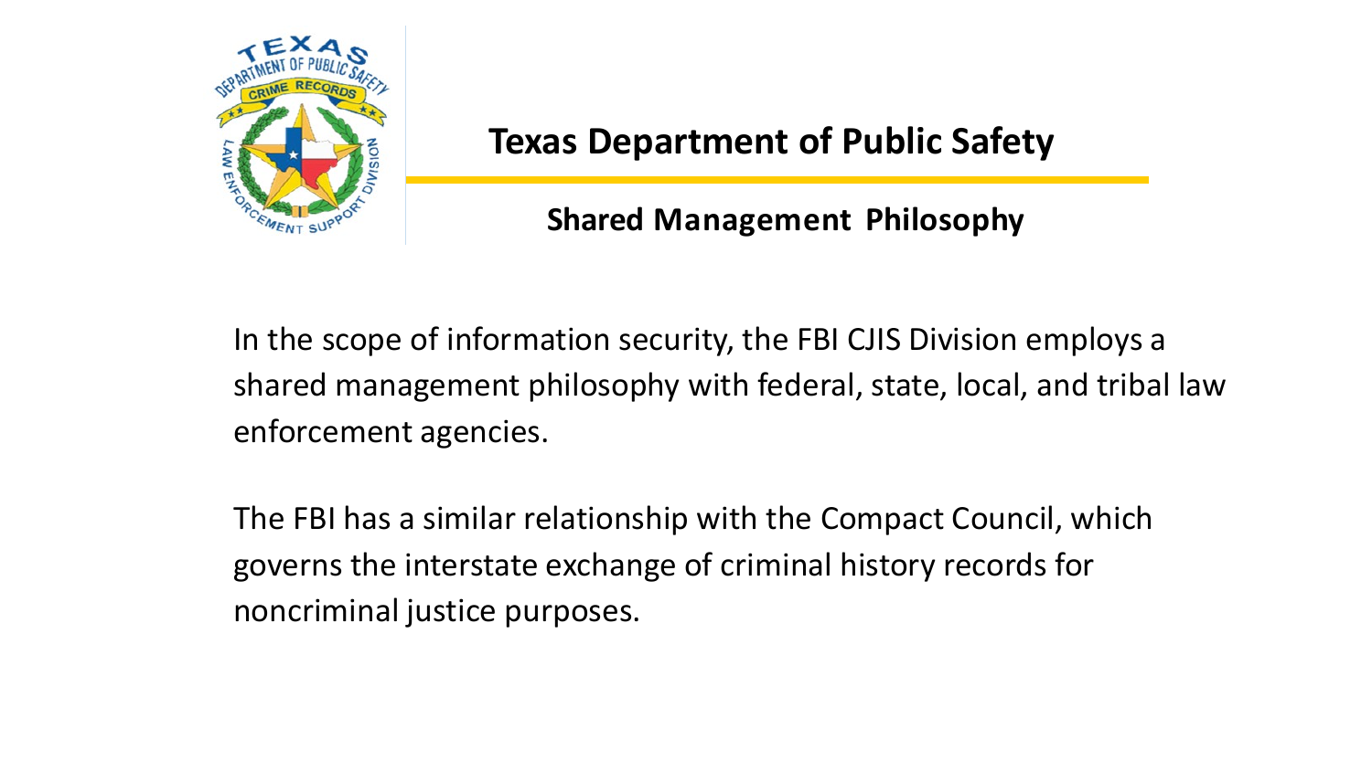# Texas Department of Public Safety

## Shared Management Philosophy

In the scope of information security, the FBI CJIS Division employs a shared management philosophy with federal, state, local, and tribal law enforcement agencies.

The FBI has a similar relationship with the Compact Council, which governs the interstate exchange of criminal history records for noncriminal justice purposes.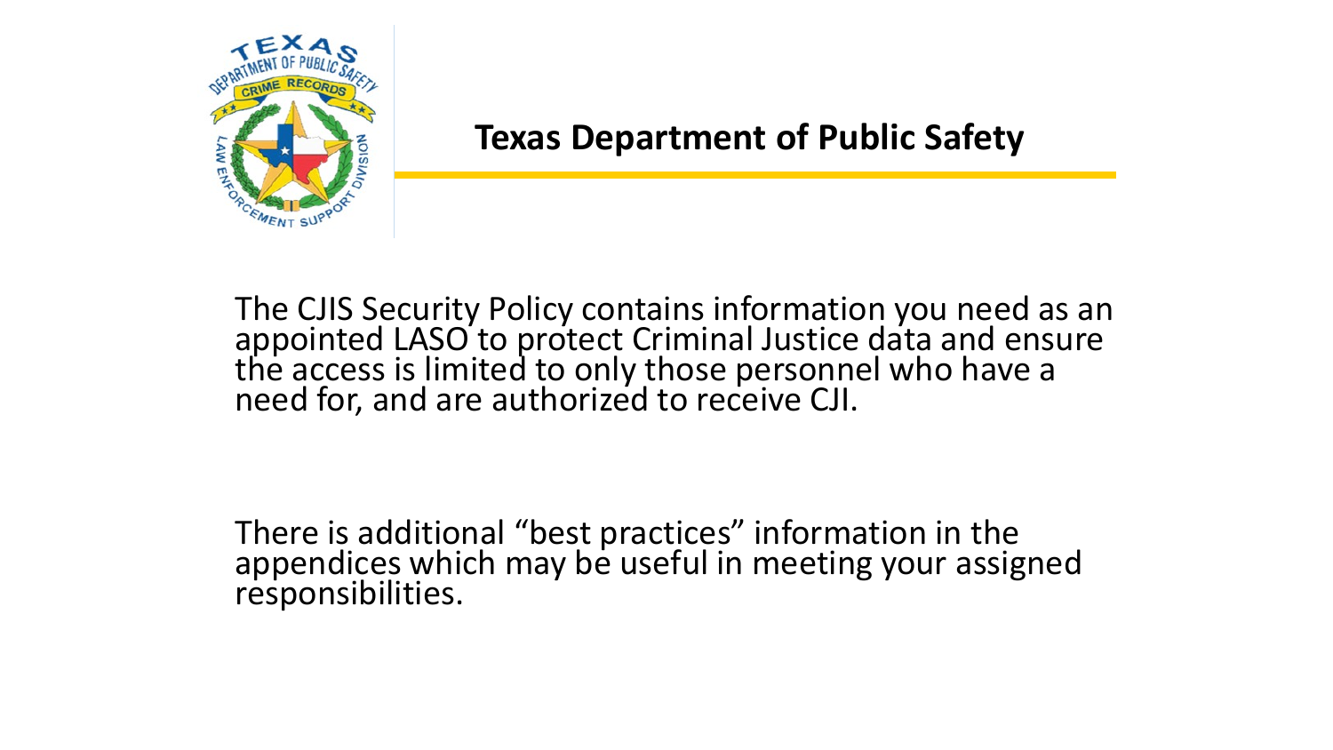## Texas Department of Public Safety

The CJIS Security Policy contains information you need as an appointed LASO to protect Criminal Justice data and ensure the access is limited to only those personnel who have a need for, and are authorized to receive CJI.

There is additional “best practices” information in the appendices which may be useful in meeting your assigned responsibilities.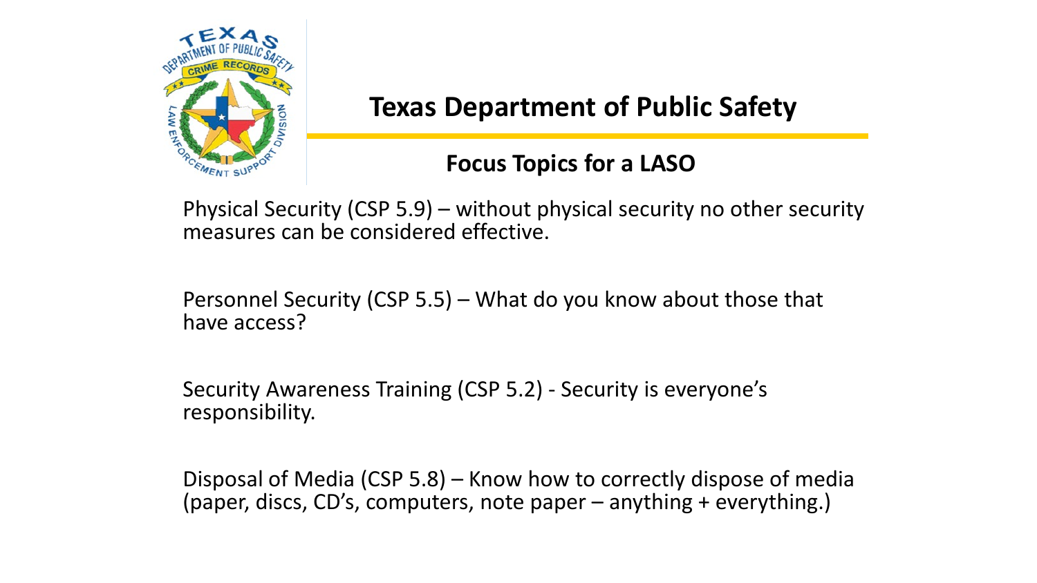# Texas Department of Public Safety

## Focus Topics for a LASO

Physical Security (CSP 5.9) – without physical security no other security measures can be considered effective.

Personnel Security (CSP 5.5) – What do you know about those that have access?

Security Awareness Training (CSP 5.2) - Security is everyone's responsibility.

Disposal of Media (CSP 5.8) – Know how to correctly dispose of media (paper, discs, CD's, computers, note paper – anything + everything.)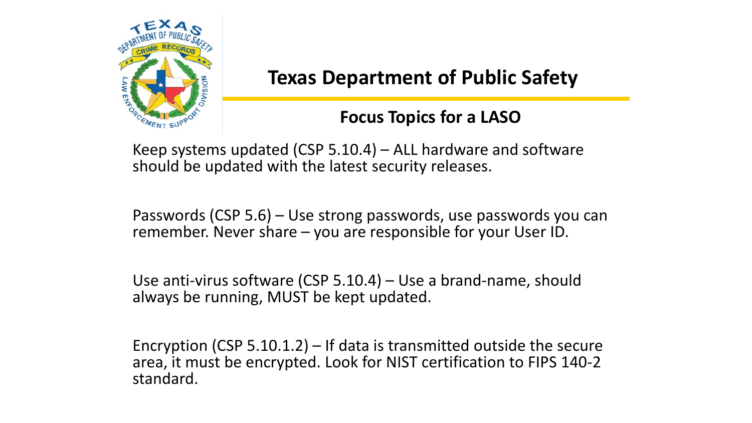# Texas Department of Public Safety

## Focus Topics for a LASO

Keep systems updated (CSP 5.10.4) – ALL hardware and software should be updated with the latest security releases.

Passwords (CSP 5.6) – Use strong passwords, use passwords you can remember. Never share – you are responsible for your User ID.

Use anti-virus software (CSP 5.10.4) – Use a brand-name, should always be running, MUST be kept updated.

Encryption (CSP 5.10.1.2) – If data is transmitted outside the secure area, it must be encrypted. Look for NIST certification to FIPS 140-2 standard.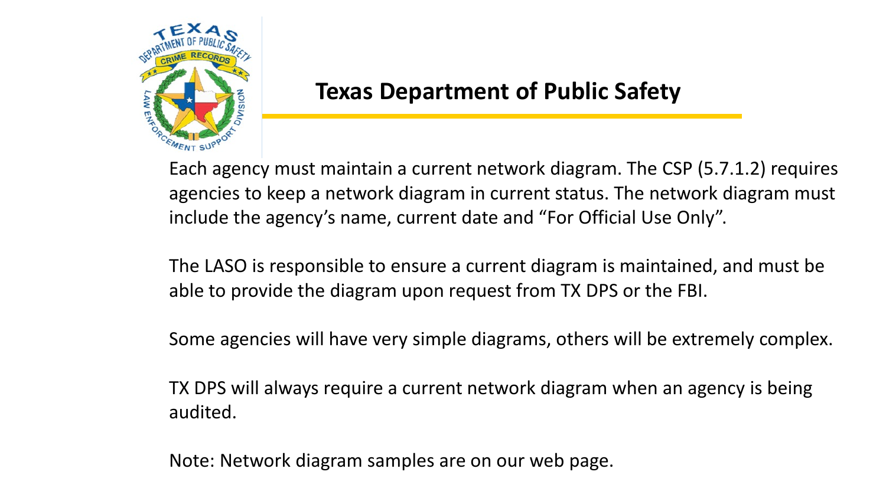# Texas Department of Public Safety

Each agency must maintain a current network diagram. The CSP (5.7.1.2) requires agencies to keep a network diagram in current status. The network diagram must include the agency's name, current date and "For Official Use Only".

The LASO is responsible to ensure a current diagram is maintained, and must be able to provide the diagram upon request from TX DPS or the FBI.

Some agencies will have very simple diagrams, others will be extremely complex.

TX DPS will always require a current network diagram when an agency is being audited.

Note: Network diagram samples are on our web page.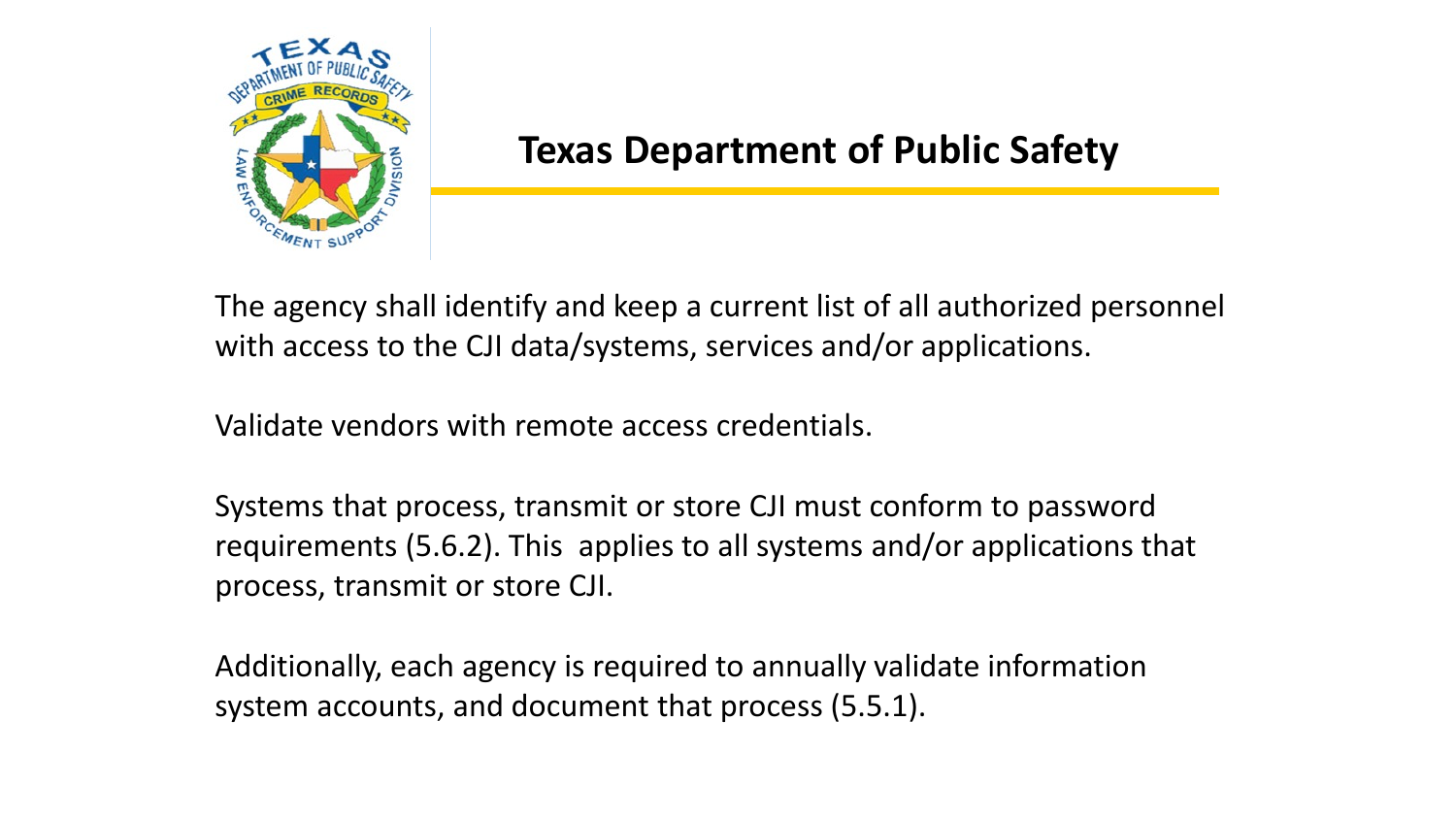# Texas Department of Public Safety

The agency shall identify and keep a current list of all authorized personnel with access to the CJI data/systems, services and/or applications.

Validate vendors with remote access credentials.

Systems that process, transmit or store CJI must conform to password requirements (5.6.2). This applies to all systems and/or applications that process, transmit or store CJI.

Additionally, each agency is required to annually validate information system accounts, and document that process (5.5.1).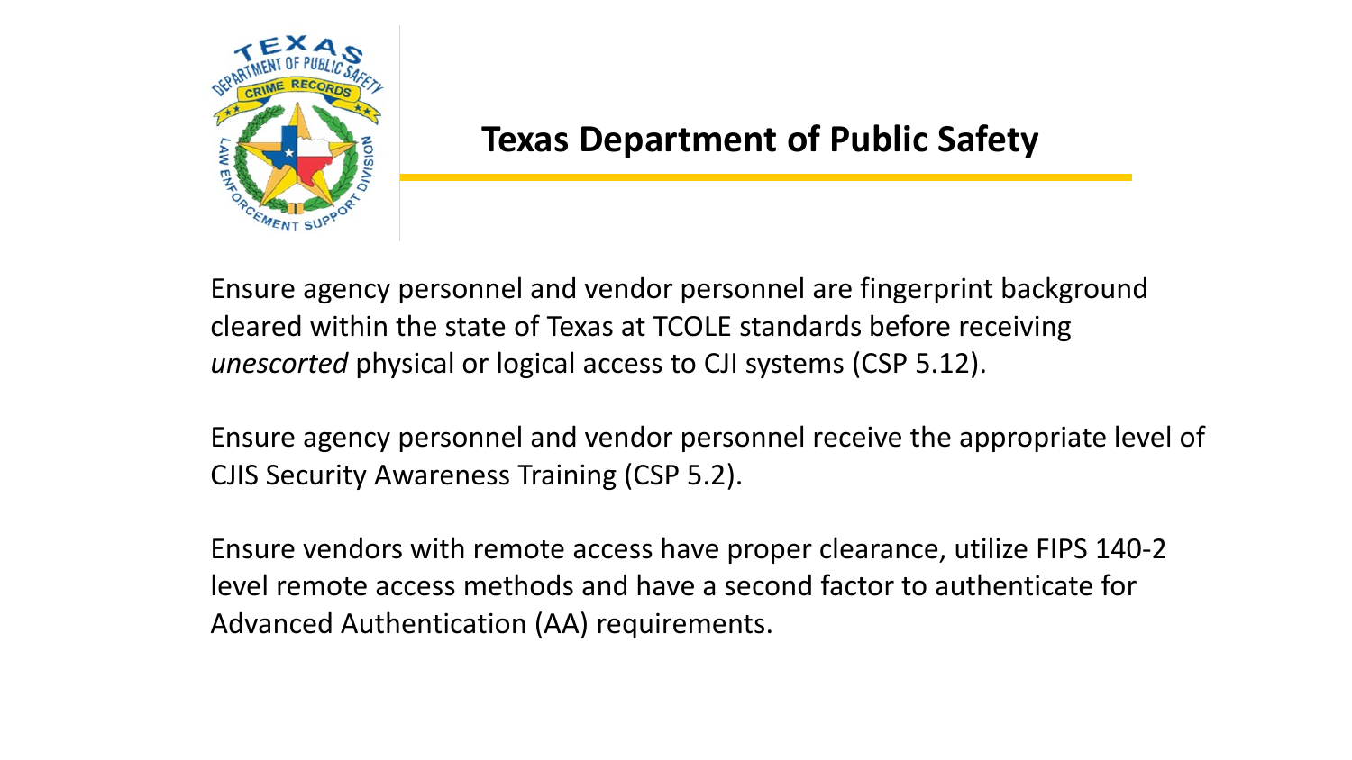# Texas Department of Public Safety

Ensure agency personnel and vendor personnel are fingerprint background cleared within the state of Texas at TCOLE standards before receiving *unescorted* physical or logical access to CJI systems (CSP 5.12).

Ensure agency personnel and vendor personnel receive the appropriate level of CJIS Security Awareness Training (CSP 5.2).

Ensure vendors with remote access have proper clearance, utilize FIPS 140-2 level remote access methods and have a second factor to authenticate for Advanced Authentication (AA) requirements.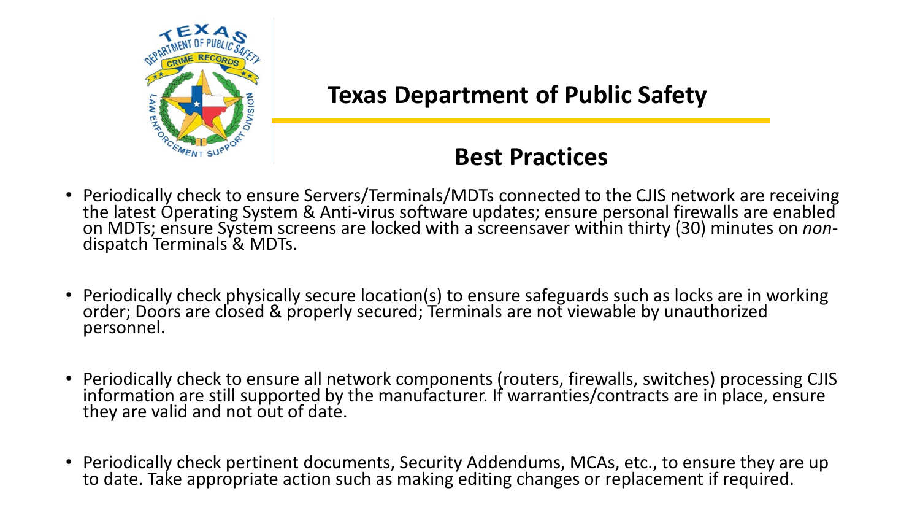# Texas Department of Public Safety

## Best Practices

- Periodically check to ensure Servers/Terminals/MDTs connected to the CJIS network are receiving the latest Operating System & Anti-virus software updates; ensure personal firewalls are enabled on MDTs; ensure System screens are locked with a screensaver within thirty (30) minutes on *non*-dispatch Terminals & MDTs.

- Periodically check physically secure location(s) to ensure safeguards such as locks are in working order; Doors are closed & properly secured; Terminals are not viewable by unauthorized personnel.

- Periodically check to ensure all network components (routers, firewalls, switches) processing CJIS information are still supported by the manufacturer. If warranties/contracts are in place, ensure they are valid and not out of date.

- Periodically check pertinent documents, Security Addendums, MCAs, etc., to ensure they are up to date. Take appropriate action such as making editing changes or replacement if required.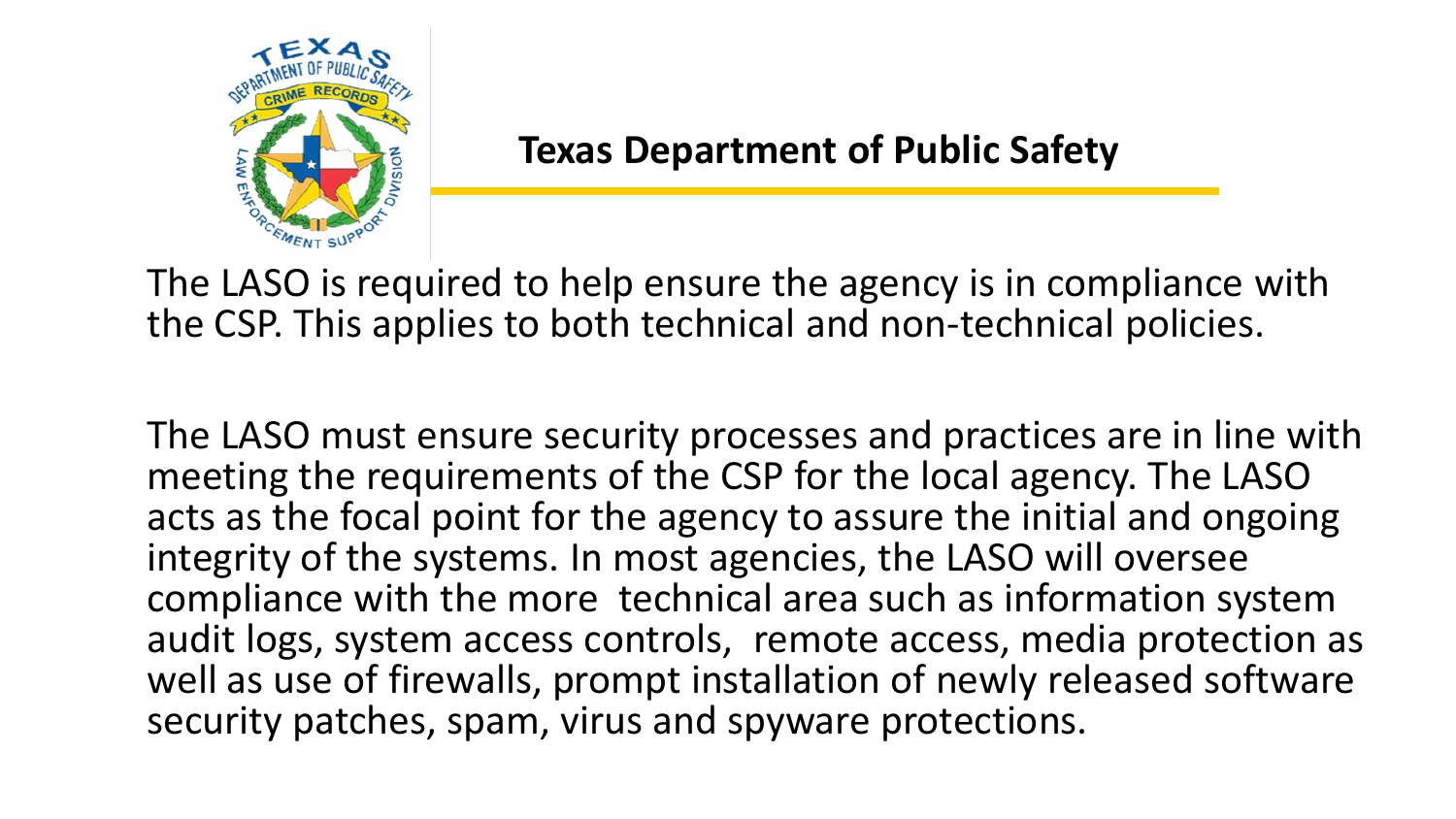## Texas Department of Public Safety

The LASO is required to help ensure the agency is in compliance with the CSP. This applies to both technical and non-technical policies.

The LASO must ensure security processes and practices are in line with meeting the requirements of the CSP for the local agency. The LASO acts as the focal point for the agency to assure the initial and ongoing integrity of the systems. In most agencies, the LASO will oversee compliance with the more technical area such as information system audit logs, system access controls, remote access, media protection as well as use of firewalls, prompt installation of newly released software security patches, spam, virus and spyware protections.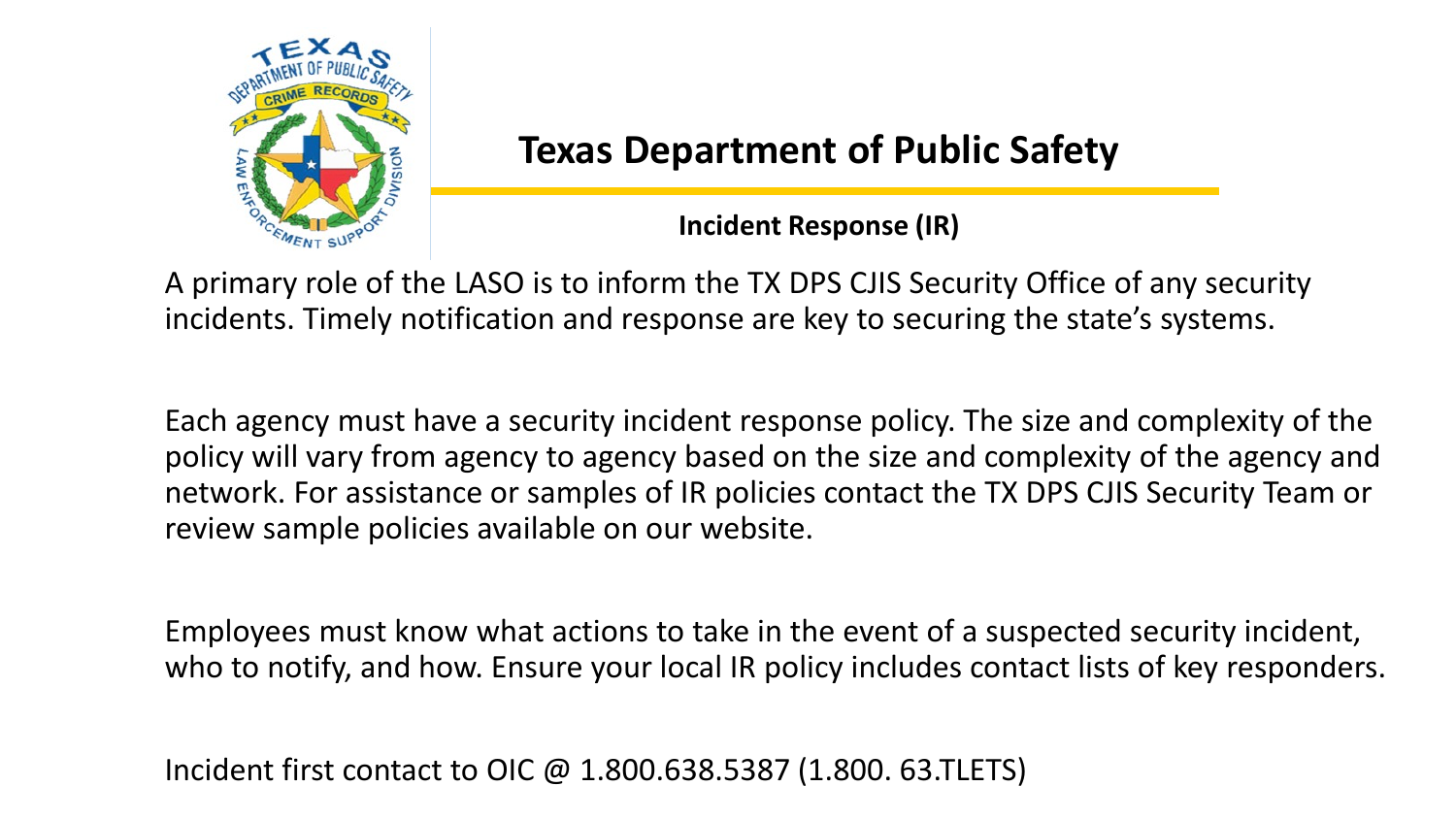# Texas Department of Public Safety

## Incident Response (IR)

A primary role of the LASO is to inform the TX DPS CJIS Security Office of any security incidents. Timely notification and response are key to securing the state's systems.

Each agency must have a security incident response policy. The size and complexity of the policy will vary from agency to agency based on the size and complexity of the agency and network. For assistance or samples of IR policies contact the TX DPS CJIS Security Team or review sample policies available on our website.

Employees must know what actions to take in the event of a suspected security incident, who to notify, and how. Ensure your local IR policy includes contact lists of key responders.

Incident first contact to OIC @ 1.800.638.5387 (1.800. 63.TLETS)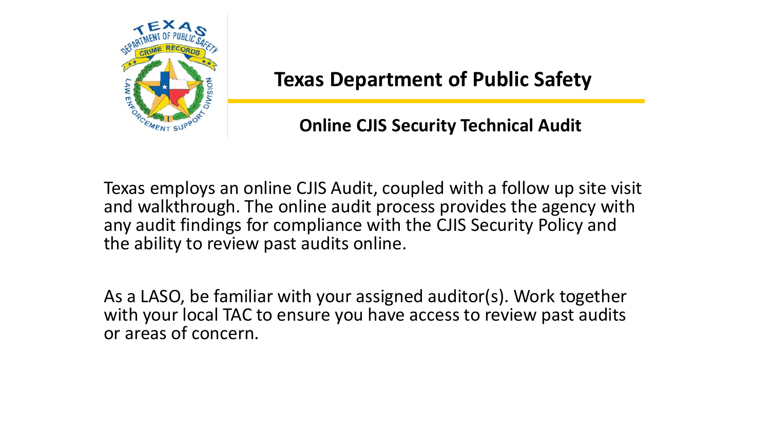# Texas Department of Public Safety

## Online CJIS Security Technical Audit

Texas employs an online CJIS Audit, coupled with a follow up site visit and walkthrough. The online audit process provides the agency with any audit findings for compliance with the CJIS Security Policy and the ability to review past audits online.

As a LASO, be familiar with your assigned auditor(s). Work together with your local TAC to ensure you have access to review past audits or areas of concern.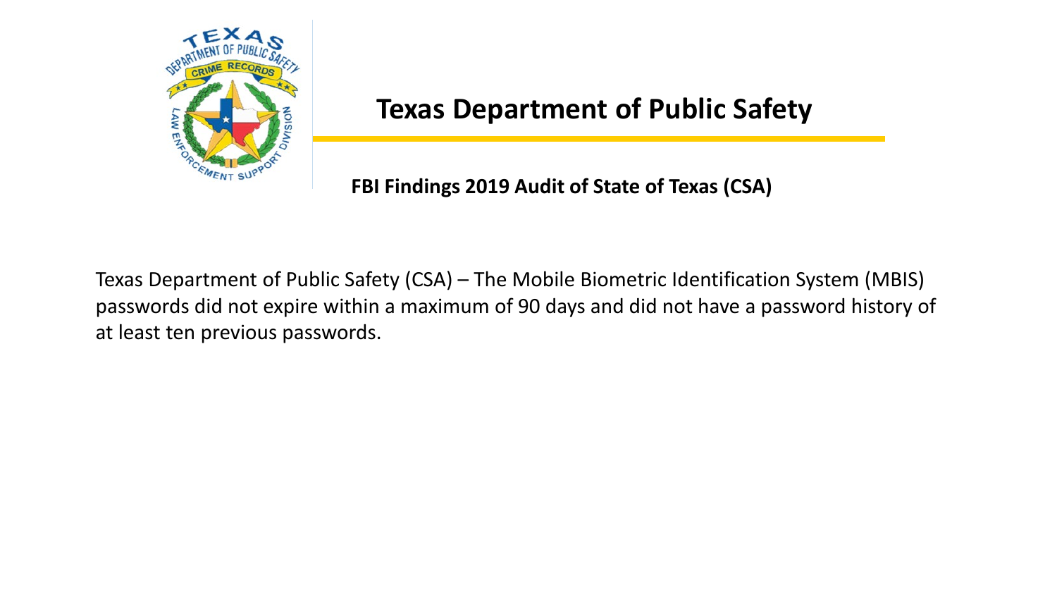# Texas Department of Public Safety

**FBI Findings 2019 Audit of State of Texas (CSA)**

Texas Department of Public Safety (CSA) – The Mobile Biometric Identification System (MBIS) passwords did not expire within a maximum of 90 days and did not have a password history of at least ten previous passwords.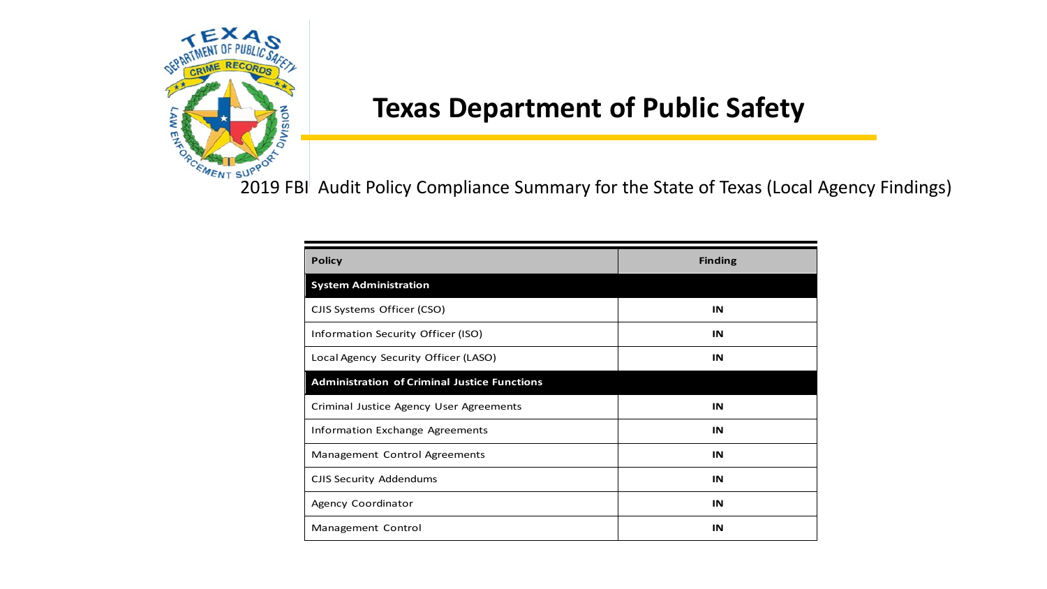# Texas Department of Public Safety

2019 FBI Audit Policy Compliance Summary for the State of Texas (Local Agency Findings)

| Policy | Finding |
|---|---|
| **System Administration** | |
| CJIS Systems Officer (CSO) | IN |
| Information Security Officer (ISO) | IN |
| Local Agency Security Officer (LASO) | IN |
| **Administration of Criminal Justice Functions** | |
| Criminal Justice Agency User Agreements | IN |
| Information Exchange Agreements | IN |
| Management Control Agreements | IN |
| CJIS Security Addendums | IN |
| Agency Coordinator | IN |
| Management Control | IN |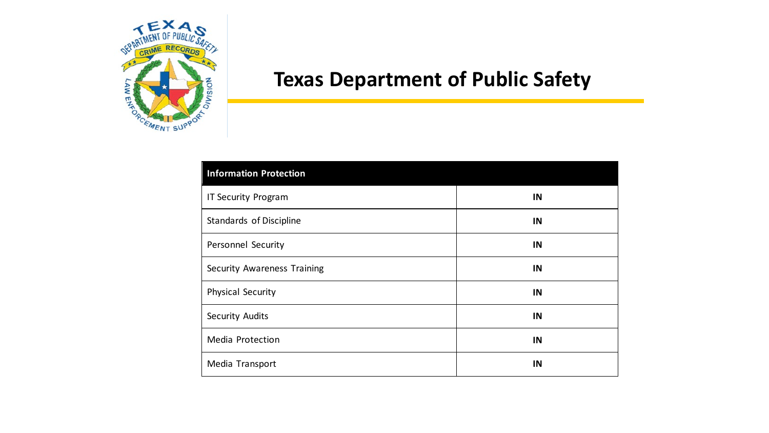# Texas Department of Public Safety

| Information Protection | |
|---|---|
| IT Security Program | **IN** |
| Standards of Discipline | **IN** |
| Personnel Security | **IN** |
| Security Awareness Training | **IN** |
| Physical Security | **IN** |
| Security Audits | **IN** |
| Media Protection | **IN** |
| Media Transport | **IN** |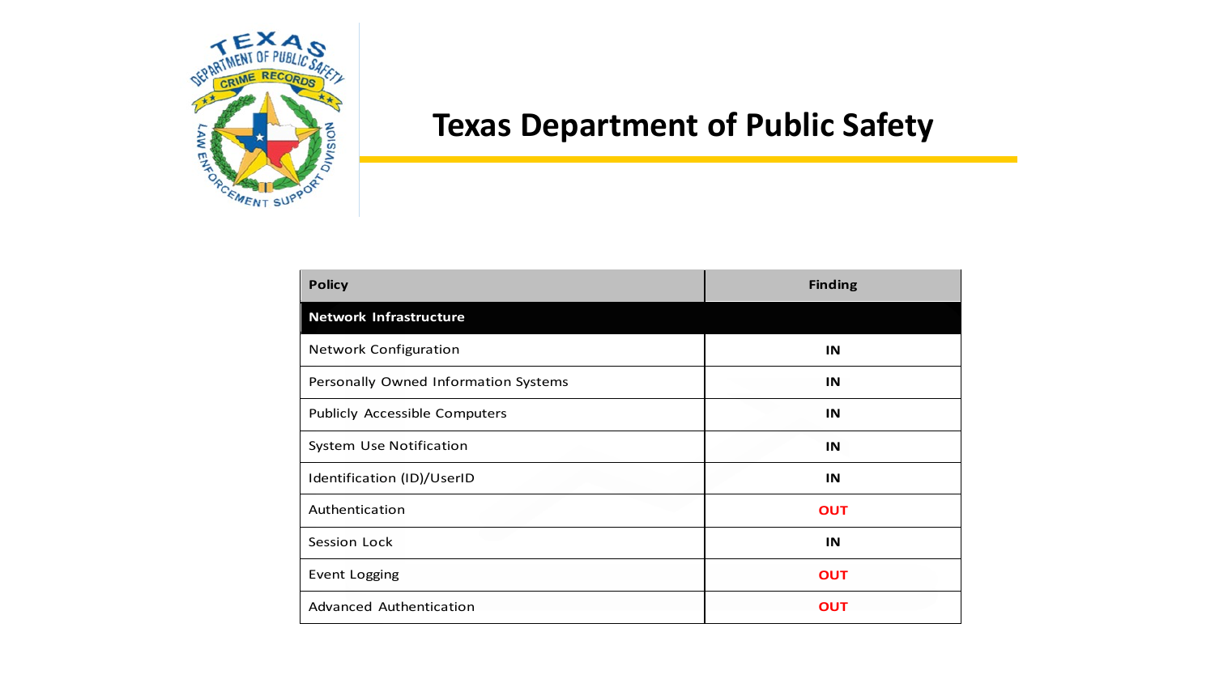# Texas Department of Public Safety

| Policy | Finding |
|---|---|
| **Network Infrastructure** | |
| Network Configuration | **IN** |
| Personally Owned Information Systems | **IN** |
| Publicly Accessible Computers | **IN** |
| System Use Notification | **IN** |
| Identification (ID)/UserID | **IN** |
| Authentication | **OUT** |
| Session Lock | **IN** |
| Event Logging | **OUT** |
| Advanced Authentication | **OUT** |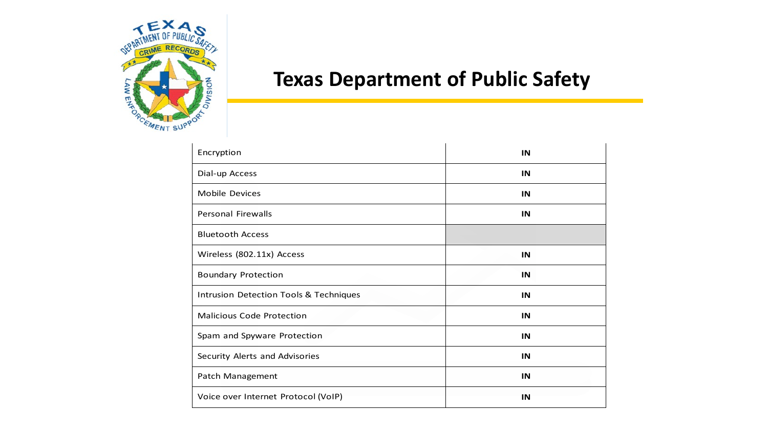# Texas Department of Public Safety

| | |
|---|---|
| Encryption | IN |
| Dial-up Access | IN |
| Mobile Devices | IN |
| Personal Firewalls | IN |
| Bluetooth Access | |
| Wireless (802.11x) Access | IN |
| Boundary Protection | IN |
| Intrusion Detection Tools & Techniques | IN |
| Malicious Code Protection | IN |
| Spam and Spyware Protection | IN |
| Security Alerts and Advisories | IN |
| Patch Management | IN |
| Voice over Internet Protocol (VoIP) | IN |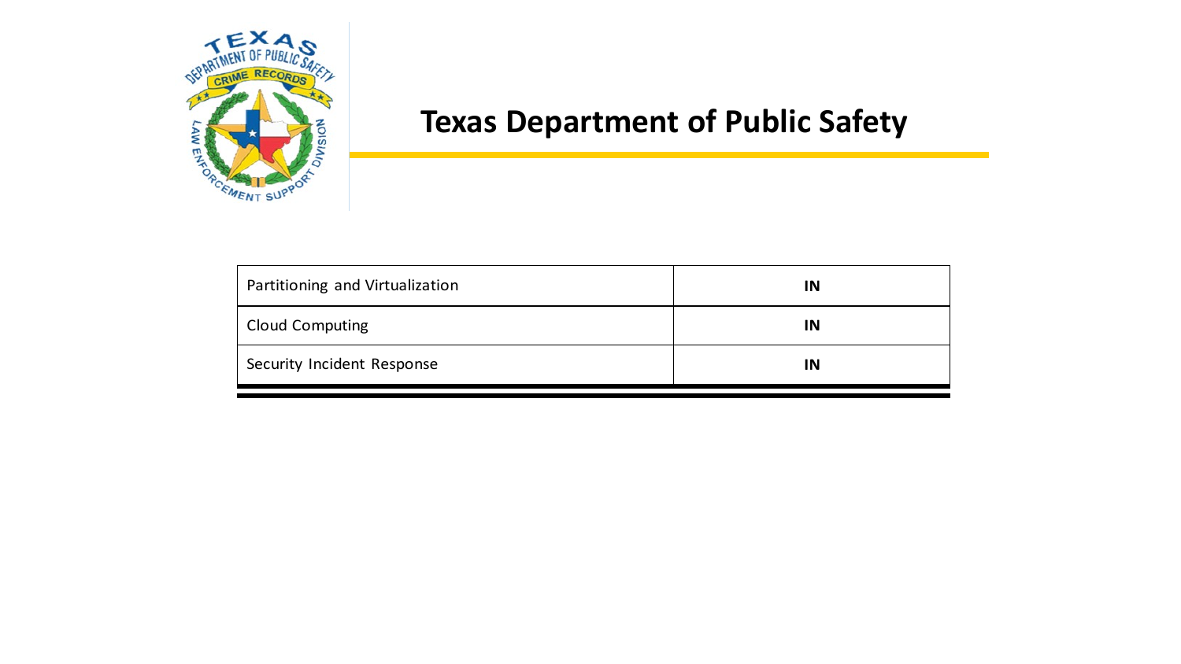# Texas Department of Public Safety

| | |
|---|---|
| Partitioning and Virtualization | **IN** |
| Cloud Computing | **IN** |
| Security Incident Response | **IN** |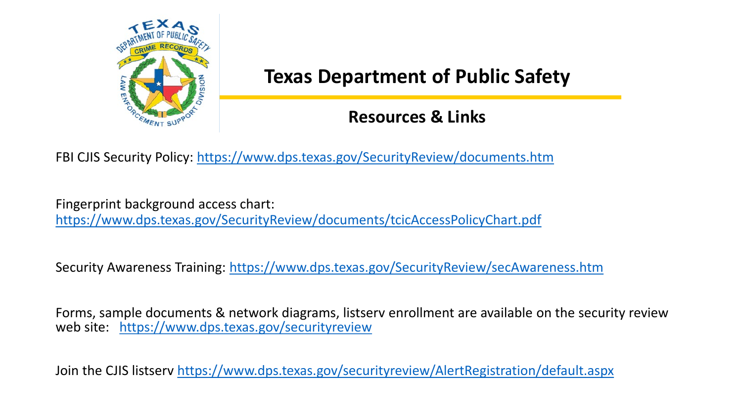# Texas Department of Public Safety

## Resources & Links

FBI CJIS Security Policy: https://www.dps.texas.gov/SecurityReview/documents.htm

Fingerprint background access chart:
https://www.dps.texas.gov/SecurityReview/documents/tcicAccessPolicyChart.pdf

Security Awareness Training: https://www.dps.texas.gov/SecurityReview/secAwareness.htm

Forms, sample documents & network diagrams, listserv enrollment are available on the security review web site: https://www.dps.texas.gov/securityreview

Join the CJIS listserv https://www.dps.texas.gov/securityreview/AlertRegistration/default.aspx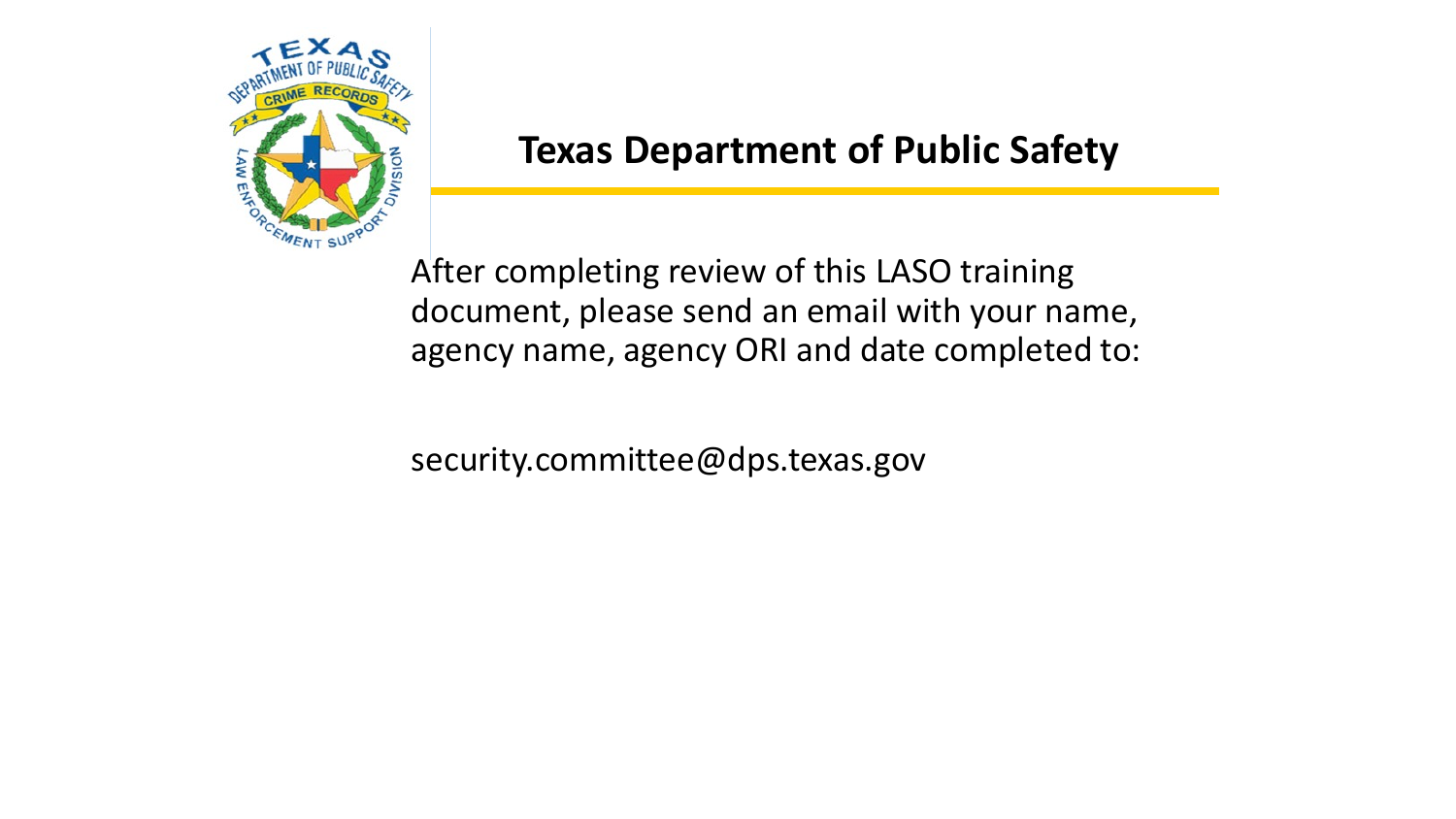# Texas Department of Public Safety

After completing review of this LASO training document, please send an email with your name, agency name, agency ORI and date completed to:

security.committee@dps.texas.gov